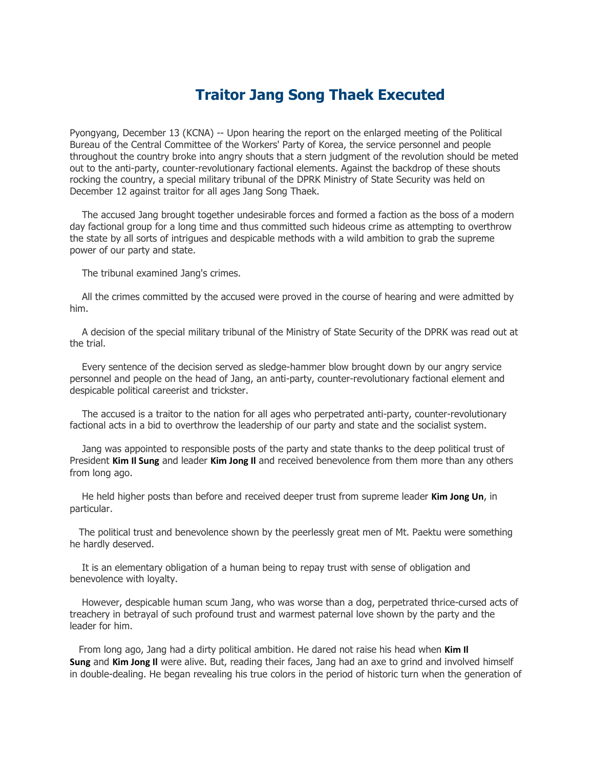# Traitor Jang Song Thaek Executed

Pyongyang, December 13 (KCNA) -- Upon hearing the report on the enlarged meeting of the Political Bureau of the Central Committee of the Workers' Party of Korea, the service personnel and people throughout the country broke into angry shouts that a stern judgment of the revolution should be meted out to the anti-party, counter-revolutionary factional elements. Against the backdrop of these shouts rocking the country, a special military tribunal of the DPRK Ministry of State Security was held on December 12 against traitor for all ages Jang Song Thaek.

The accused Jang brought together undesirable forces and formed a faction as the boss of a modern day factional group for a long time and thus committed such hideous crime as attempting to overthrow the state by all sorts of intrigues and despicable methods with a wild ambition to grab the supreme power of our party and state.

The tribunal examined Jang's crimes.

All the crimes committed by the accused were proved in the course of hearing and were admitted by him.

A decision of the special military tribunal of the Ministry of State Security of the DPRK was read out at the trial.

Every sentence of the decision served as sledge-hammer blow brought down by our angry service personnel and people on the head of Jang, an anti-party, counter-revolutionary factional element and despicable political careerist and trickster.

The accused is a traitor to the nation for all ages who perpetrated anti-party, counter-revolutionary factional acts in a bid to overthrow the leadership of our party and state and the socialist system.

Jang was appointed to responsible posts of the party and state thanks to the deep political trust of President **Kim Il Sung** and leader **Kim Jong Il** and received benevolence from them more than any others from long ago.

He held higher posts than before and received deeper trust from supreme leader **Kim Jong Un**, in particular.

The political trust and benevolence shown by the peerlessly great men of Mt. Paektu were something he hardly deserved.

It is an elementary obligation of a human being to repay trust with sense of obligation and benevolence with loyalty.

However, despicable human scum Jang, who was worse than a dog, perpetrated thrice-cursed acts of treachery in betrayal of such profound trust and warmest paternal love shown by the party and the leader for him.

From long ago, Jang had a dirty political ambition. He dared not raise his head when **Kim Il Sung** and **Kim Jong Il** were alive. But, reading their faces, Jang had an axe to grind and involved himself in double-dealing. He began revealing his true colors in the period of historic turn when the generation of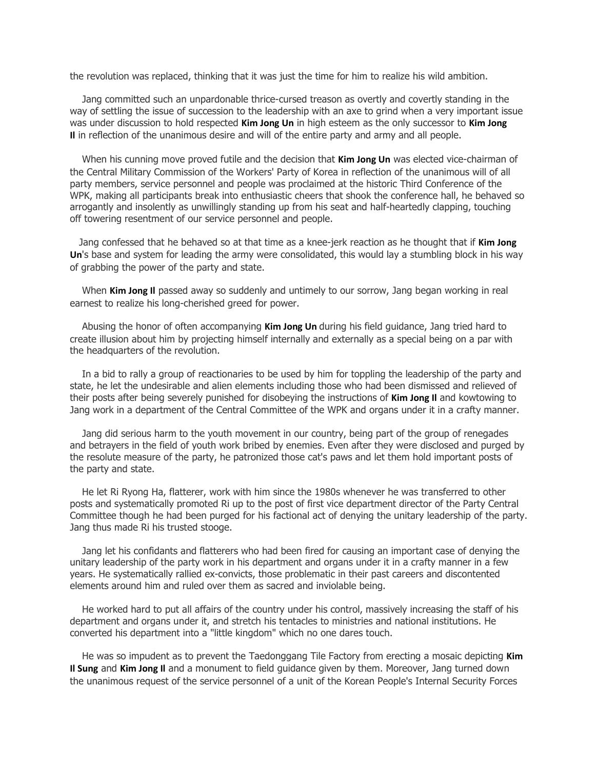the revolution was replaced, thinking that it was just the time for him to realize his wild ambition.

Jang committed such an unpardonable thrice-cursed treason as overtly and covertly standing in the way of settling the issue of succession to the leadership with an axe to grind when a very important issue was under discussion to hold respected **Kim Jong Un** in high esteem as the only successor to **Kim Jong Il** in reflection of the unanimous desire and will of the entire party and army and all people.

When his cunning move proved futile and the decision that **Kim Jong Un** was elected vice-chairman of the Central Military Commission of the Workers' Party of Korea in reflection of the unanimous will of all party members, service personnel and people was proclaimed at the historic Third Conference of the WPK, making all participants break into enthusiastic cheers that shook the conference hall, he behaved so arrogantly and insolently as unwillingly standing up from his seat and half-heartedly clapping, touching off towering resentment of our service personnel and people.

Jang confessed that he behaved so at that time as a knee-jerk reaction as he thought that if **Kim Jong Un**'s base and system for leading the army were consolidated, this would lay a stumbling block in his way of grabbing the power of the party and state.

When **Kim Jong Il** passed away so suddenly and untimely to our sorrow, Jang began working in real earnest to realize his long-cherished greed for power.

Abusing the honor of often accompanying **Kim Jong Un** during his field guidance, Jang tried hard to create illusion about him by projecting himself internally and externally as a special being on a par with the headquarters of the revolution.

In a bid to rally a group of reactionaries to be used by him for toppling the leadership of the party and state, he let the undesirable and alien elements including those who had been dismissed and relieved of their posts after being severely punished for disobeying the instructions of **Kim Jong Il** and kowtowing to Jang work in a department of the Central Committee of the WPK and organs under it in a crafty manner.

Jang did serious harm to the youth movement in our country, being part of the group of renegades and betrayers in the field of youth work bribed by enemies. Even after they were disclosed and purged by the resolute measure of the party, he patronized those cat's paws and let them hold important posts of the party and state.

He let Ri Ryong Ha, flatterer, work with him since the 1980s whenever he was transferred to other posts and systematically promoted Ri up to the post of first vice department director of the Party Central Committee though he had been purged for his factional act of denying the unitary leadership of the party. Jang thus made Ri his trusted stooge.

Jang let his confidants and flatterers who had been fired for causing an important case of denying the unitary leadership of the party work in his department and organs under it in a crafty manner in a few years. He systematically rallied ex-convicts, those problematic in their past careers and discontented elements around him and ruled over them as sacred and inviolable being.

He worked hard to put all affairs of the country under his control, massively increasing the staff of his department and organs under it, and stretch his tentacles to ministries and national institutions. He converted his department into a "little kingdom" which no one dares touch.

He was so impudent as to prevent the Taedonggang Tile Factory from erecting a mosaic depicting **Kim Il Sung** and **Kim Jong Il** and a monument to field guidance given by them. Moreover, Jang turned down the unanimous request of the service personnel of a unit of the Korean People's Internal Security Forces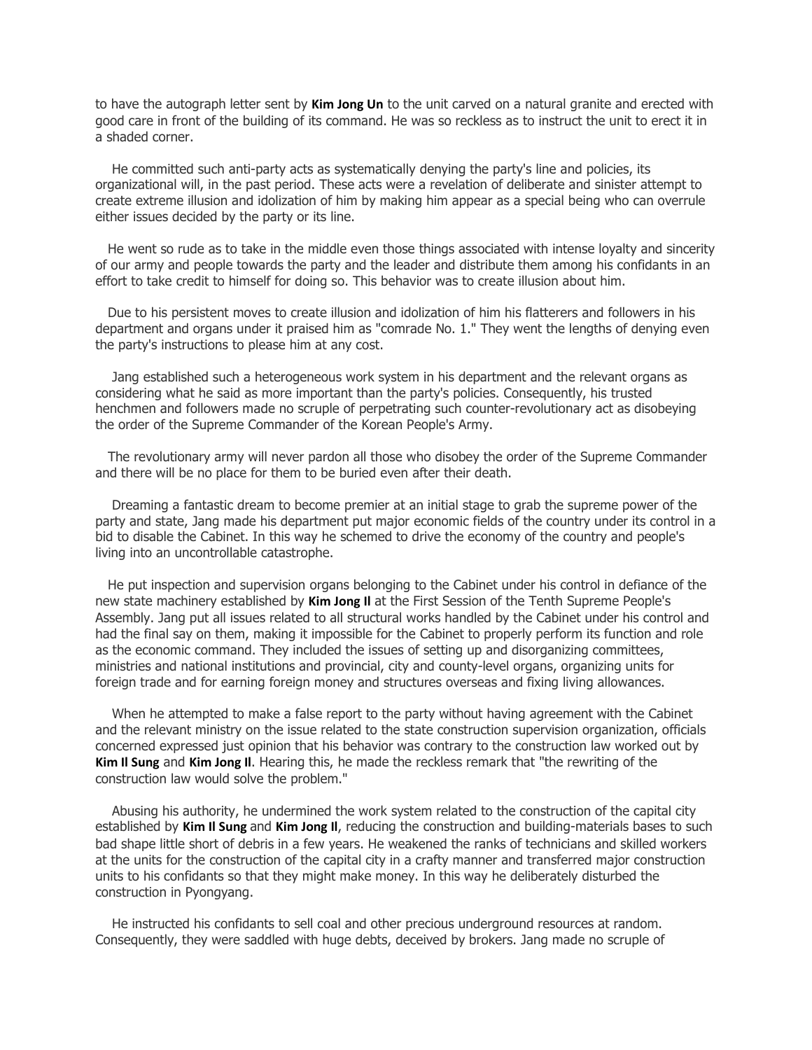to have the autograph letter sent by **Kim Jong Un** to the unit carved on a natural granite and erected with good care in front of the building of its command. He was so reckless as to instruct the unit to erect it in a shaded corner.

He committed such anti-party acts as systematically denying the party's line and policies, its organizational will, in the past period. These acts were a revelation of deliberate and sinister attempt to create extreme illusion and idolization of him by making him appear as a special being who can overrule either issues decided by the party or its line.

He went so rude as to take in the middle even those things associated with intense loyalty and sincerity of our army and people towards the party and the leader and distribute them among his confidants in an effort to take credit to himself for doing so. This behavior was to create illusion about him.

Due to his persistent moves to create illusion and idolization of him his flatterers and followers in his department and organs under it praised him as "comrade No. 1." They went the lengths of denying even the party's instructions to please him at any cost.

Jang established such a heterogeneous work system in his department and the relevant organs as considering what he said as more important than the party's policies. Consequently, his trusted henchmen and followers made no scruple of perpetrating such counter-revolutionary act as disobeying the order of the Supreme Commander of the Korean People's Army.

The revolutionary army will never pardon all those who disobey the order of the Supreme Commander and there will be no place for them to be buried even after their death.

Dreaming a fantastic dream to become premier at an initial stage to grab the supreme power of the party and state, Jang made his department put major economic fields of the country under its control in a bid to disable the Cabinet. In this way he schemed to drive the economy of the country and people's living into an uncontrollable catastrophe.

He put inspection and supervision organs belonging to the Cabinet under his control in defiance of the new state machinery established by **Kim Jong Il** at the First Session of the Tenth Supreme People's Assembly. Jang put all issues related to all structural works handled by the Cabinet under his control and had the final say on them, making it impossible for the Cabinet to properly perform its function and role as the economic command. They included the issues of setting up and disorganizing committees, ministries and national institutions and provincial, city and county-level organs, organizing units for foreign trade and for earning foreign money and structures overseas and fixing living allowances.

When he attempted to make a false report to the party without having agreement with the Cabinet and the relevant ministry on the issue related to the state construction supervision organization, officials concerned expressed just opinion that his behavior was contrary to the construction law worked out by **Kim Il Sung** and **Kim Jong Il**. Hearing this, he made the reckless remark that "the rewriting of the construction law would solve the problem."

Abusing his authority, he undermined the work system related to the construction of the capital city established by **Kim Il Sung** and **Kim Jong Il**, reducing the construction and building-materials bases to such bad shape little short of debris in a few years. He weakened the ranks of technicians and skilled workers at the units for the construction of the capital city in a crafty manner and transferred major construction units to his confidants so that they might make money. In this way he deliberately disturbed the construction in Pyongyang.

He instructed his confidants to sell coal and other precious underground resources at random. Consequently, they were saddled with huge debts, deceived by brokers. Jang made no scruple of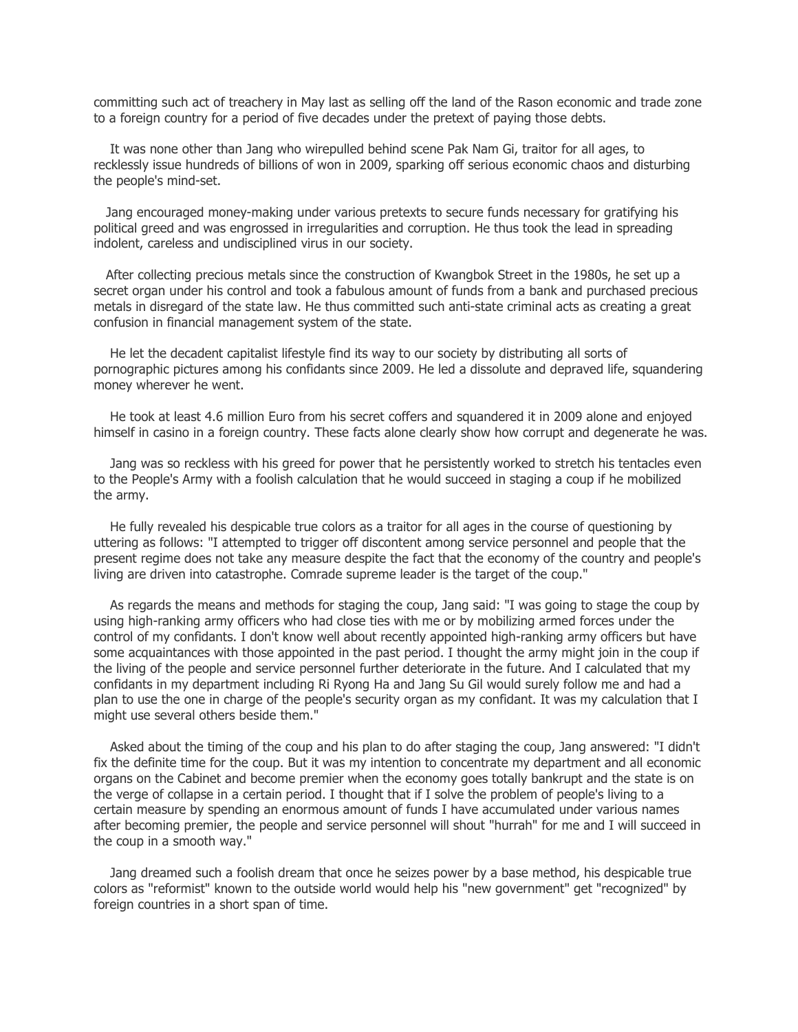committing such act of treachery in May last as selling off the land of the Rason economic and trade zone to a foreign country for a period of five decades under the pretext of paying those debts.

It was none other than Jang who wirepulled behind scene Pak Nam Gi, traitor for all ages, to recklessly issue hundreds of billions of won in 2009, sparking off serious economic chaos and disturbing the people's mind-set.

Jang encouraged money-making under various pretexts to secure funds necessary for gratifying his political greed and was engrossed in irregularities and corruption. He thus took the lead in spreading indolent, careless and undisciplined virus in our society.

After collecting precious metals since the construction of Kwangbok Street in the 1980s, he set up a secret organ under his control and took a fabulous amount of funds from a bank and purchased precious metals in disregard of the state law. He thus committed such anti-state criminal acts as creating a great confusion in financial management system of the state.

He let the decadent capitalist lifestyle find its way to our society by distributing all sorts of pornographic pictures among his confidants since 2009. He led a dissolute and depraved life, squandering money wherever he went.

He took at least 4.6 million Euro from his secret coffers and squandered it in 2009 alone and enjoyed himself in casino in a foreign country. These facts alone clearly show how corrupt and degenerate he was.

Jang was so reckless with his greed for power that he persistently worked to stretch his tentacles even to the People's Army with a foolish calculation that he would succeed in staging a coup if he mobilized the army.

He fully revealed his despicable true colors as a traitor for all ages in the course of questioning by uttering as follows: "I attempted to trigger off discontent among service personnel and people that the present regime does not take any measure despite the fact that the economy of the country and people's living are driven into catastrophe. Comrade supreme leader is the target of the coup."

As regards the means and methods for staging the coup, Jang said: "I was going to stage the coup by using high-ranking army officers who had close ties with me or by mobilizing armed forces under the control of my confidants. I don't know well about recently appointed high-ranking army officers but have some acquaintances with those appointed in the past period. I thought the army might join in the coup if the living of the people and service personnel further deteriorate in the future. And I calculated that my confidants in my department including Ri Ryong Ha and Jang Su Gil would surely follow me and had a plan to use the one in charge of the people's security organ as my confidant. It was my calculation that I might use several others beside them."

Asked about the timing of the coup and his plan to do after staging the coup, Jang answered: "I didn't fix the definite time for the coup. But it was my intention to concentrate my department and all economic organs on the Cabinet and become premier when the economy goes totally bankrupt and the state is on the verge of collapse in a certain period. I thought that if I solve the problem of people's living to a certain measure by spending an enormous amount of funds I have accumulated under various names after becoming premier, the people and service personnel will shout "hurrah" for me and I will succeed in the coup in a smooth way."

Jang dreamed such a foolish dream that once he seizes power by a base method, his despicable true colors as "reformist" known to the outside world would help his "new government" get "recognized" by foreign countries in a short span of time.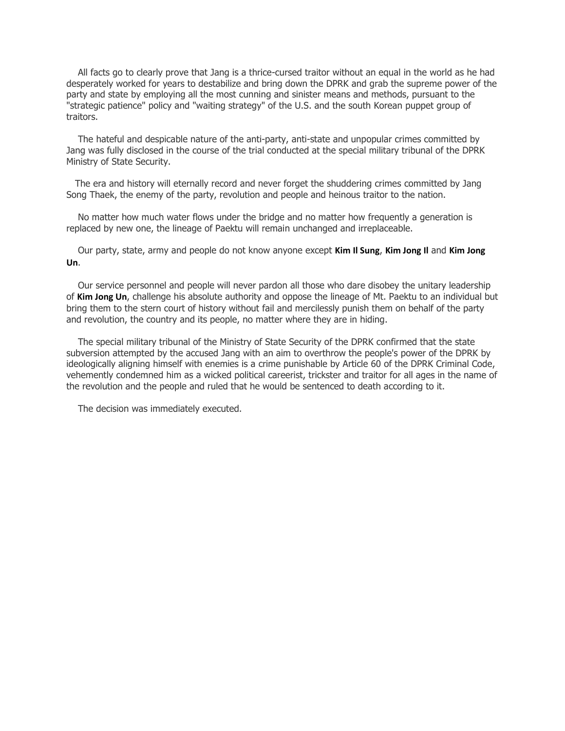All facts go to clearly prove that Jang is a thrice-cursed traitor without an equal in the world as he had desperately worked for years to destabilize and bring down the DPRK and grab the supreme power of the party and state by employing all the most cunning and sinister means and methods, pursuant to the "strategic patience" policy and "waiting strategy" of the U.S. and the south Korean puppet group of traitors.

The hateful and despicable nature of the anti-party, anti-state and unpopular crimes committed by Jang was fully disclosed in the course of the trial conducted at the special military tribunal of the DPRK Ministry of State Security.

The era and history will eternally record and never forget the shuddering crimes committed by Jang Song Thaek, the enemy of the party, revolution and people and heinous traitor to the nation.

No matter how much water flows under the bridge and no matter how frequently a generation is replaced by new one, the lineage of Paektu will remain unchanged and irreplaceable.

Our party, state, army and people do not know anyone except **Kim Il Sung**, **Kim Jong Il** and **Kim Jong Un**.

Our service personnel and people will never pardon all those who dare disobey the unitary leadership of **Kim Jong Un**, challenge his absolute authority and oppose the lineage of Mt. Paektu to an individual but bring them to the stern court of history without fail and mercilessly punish them on behalf of the party and revolution, the country and its people, no matter where they are in hiding.

The special military tribunal of the Ministry of State Security of the DPRK confirmed that the state subversion attempted by the accused Jang with an aim to overthrow the people's power of the DPRK by ideologically aligning himself with enemies is a crime punishable by Article 60 of the DPRK Criminal Code, vehemently condemned him as a wicked political careerist, trickster and traitor for all ages in the name of the revolution and the people and ruled that he would be sentenced to death according to it.

The decision was immediately executed.